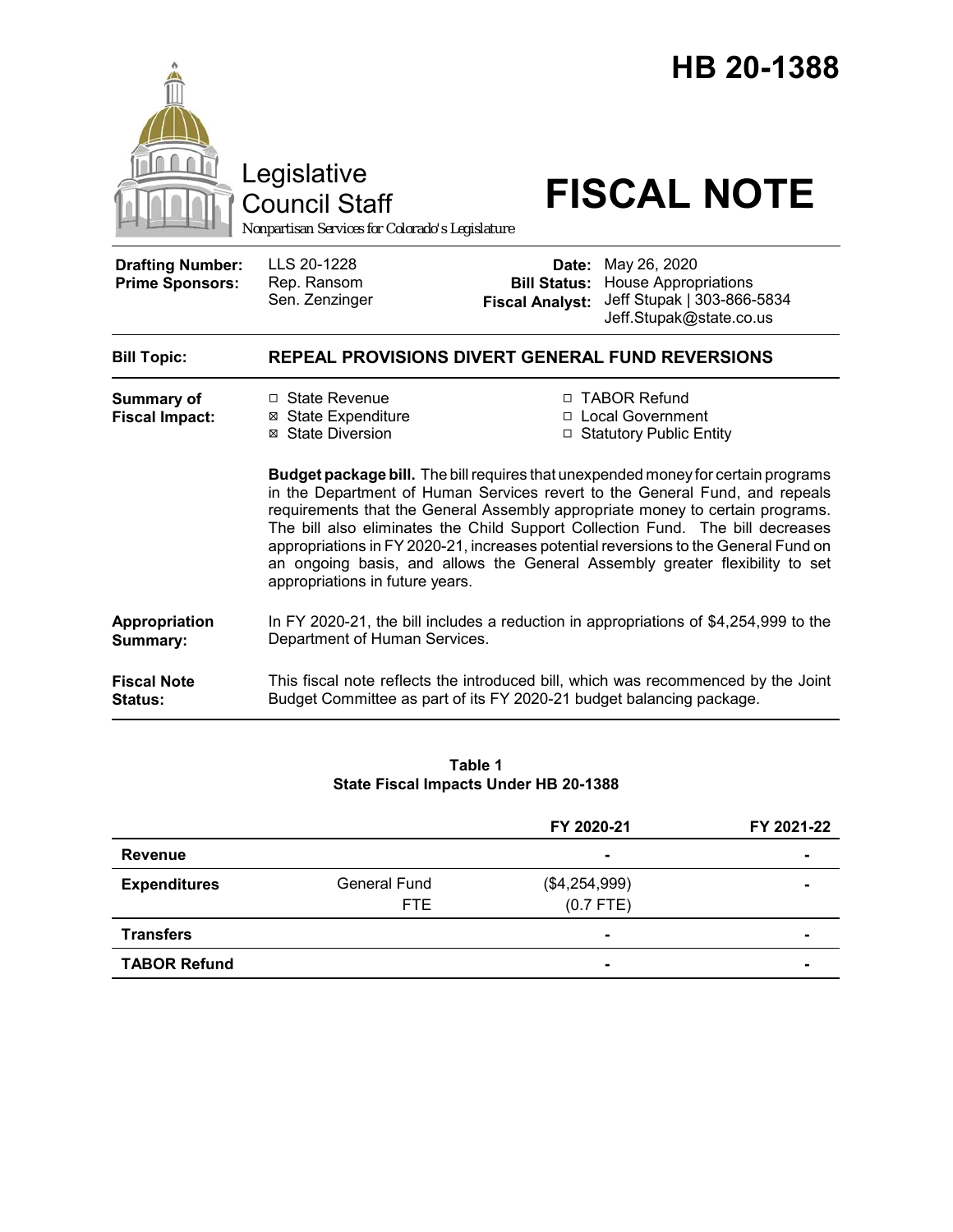# HB 20-1388

Legislative Council Staff

*Nonpartisan Services for Colorado's Legislature*

# FISCAL NOTE

| | | | |
|---|---|---|---|
| **Drafting Number:** | LLS 20-1228 | **Date:** | May 26, 2020 |
| **Prime Sponsors:** | Rep. Ransom<br>Sen. Zenzinger | **Bill Status:** | House Appropriations |
| | | **Fiscal Analyst:** | Jeff Stupak \| 303-866-5834<br>Jeff.Stupak@state.co.us |

**Bill Topic:** **REPEAL PROVISIONS DIVERT GENERAL FUND REVERSIONS**

**Summary of Fiscal Impact:**

- □ State Revenue
- ⊠ State Expenditure
- ⊠ State Diversion
- □ TABOR Refund
- □ Local Government
- □ Statutory Public Entity

**Budget package bill.** The bill requires that unexpended money for certain programs in the Department of Human Services revert to the General Fund, and repeals requirements that the General Assembly appropriate money to certain programs. The bill also eliminates the Child Support Collection Fund. The bill decreases appropriations in FY 2020-21, increases potential reversions to the General Fund on an ongoing basis, and allows the General Assembly greater flexibility to set appropriations in future years.

**Appropriation Summary:** In FY 2020-21, the bill includes a reduction in appropriations of $4,254,999 to the Department of Human Services.

**Fiscal Note Status:** This fiscal note reflects the introduced bill, which was recommenced by the Joint Budget Committee as part of its FY 2020-21 budget balancing package.

**Table 1**
**State Fiscal Impacts Under HB 20-1388**

| | | FY 2020-21 | FY 2021-22 |
|---|---|---|---|
| **Revenue** | | - | - |
| **Expenditures** | General Fund | ($4,254,999) | - |
| | FTE | (0.7 FTE) | |
| **Transfers** | | - | - |
| **TABOR Refund** | | - | - |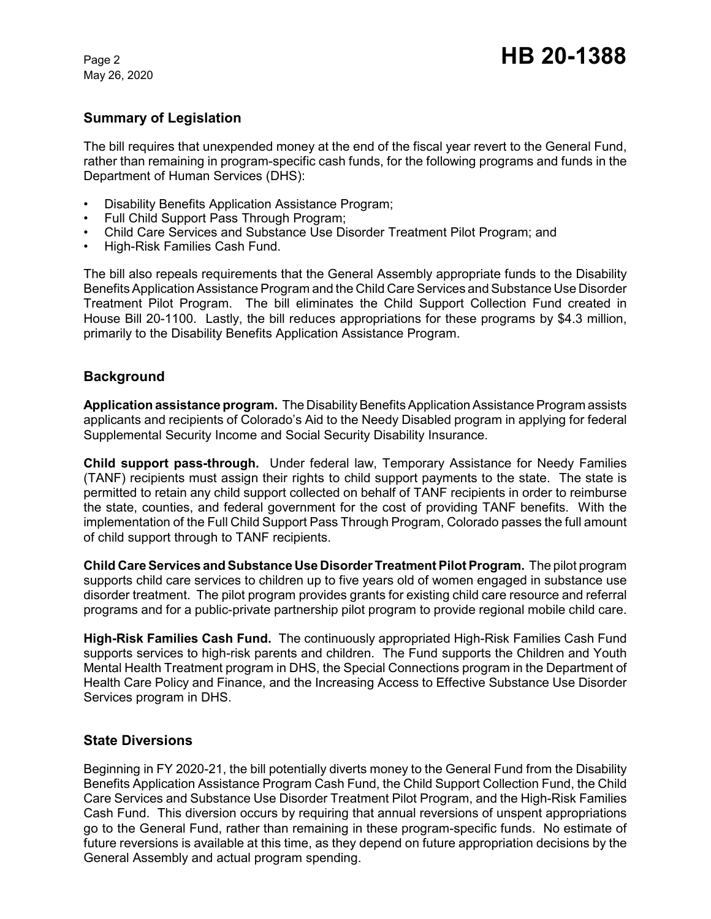## Summary of Legislation

The bill requires that unexpended money at the end of the fiscal year revert to the General Fund, rather than remaining in program-specific cash funds, for the following programs and funds in the Department of Human Services (DHS):

- Disability Benefits Application Assistance Program;
- Full Child Support Pass Through Program;
- Child Care Services and Substance Use Disorder Treatment Pilot Program; and
- High-Risk Families Cash Fund.

The bill also repeals requirements that the General Assembly appropriate funds to the Disability Benefits Application Assistance Program and the Child Care Services and Substance Use Disorder Treatment Pilot Program. The bill eliminates the Child Support Collection Fund created in House Bill 20-1100. Lastly, the bill reduces appropriations for these programs by $4.3 million, primarily to the Disability Benefits Application Assistance Program.

## Background

**Application assistance program.** The Disability Benefits Application Assistance Program assists applicants and recipients of Colorado's Aid to the Needy Disabled program in applying for federal Supplemental Security Income and Social Security Disability Insurance.

**Child support pass-through.** Under federal law, Temporary Assistance for Needy Families (TANF) recipients must assign their rights to child support payments to the state. The state is permitted to retain any child support collected on behalf of TANF recipients in order to reimburse the state, counties, and federal government for the cost of providing TANF benefits. With the implementation of the Full Child Support Pass Through Program, Colorado passes the full amount of child support through to TANF recipients.

**Child Care Services and Substance Use Disorder Treatment Pilot Program.** The pilot program supports child care services to children up to five years old of women engaged in substance use disorder treatment. The pilot program provides grants for existing child care resource and referral programs and for a public-private partnership pilot program to provide regional mobile child care.

**High-Risk Families Cash Fund.** The continuously appropriated High-Risk Families Cash Fund supports services to high-risk parents and children. The Fund supports the Children and Youth Mental Health Treatment program in DHS, the Special Connections program in the Department of Health Care Policy and Finance, and the Increasing Access to Effective Substance Use Disorder Services program in DHS.

## State Diversions

Beginning in FY 2020-21, the bill potentially diverts money to the General Fund from the Disability Benefits Application Assistance Program Cash Fund, the Child Support Collection Fund, the Child Care Services and Substance Use Disorder Treatment Pilot Program, and the High-Risk Families Cash Fund. This diversion occurs by requiring that annual reversions of unspent appropriations go to the General Fund, rather than remaining in these program-specific funds. No estimate of future reversions is available at this time, as they depend on future appropriation decisions by the General Assembly and actual program spending.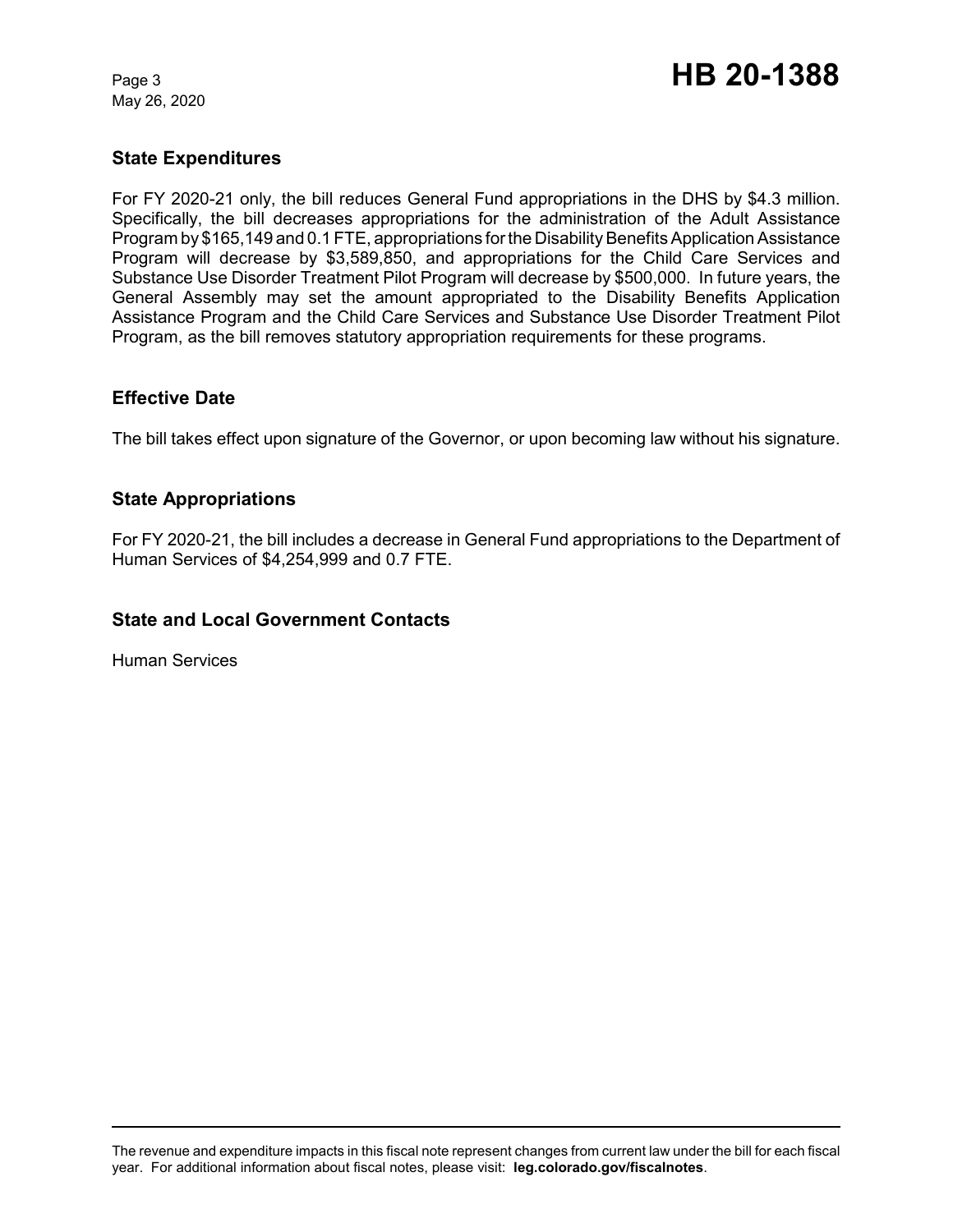## State Expenditures

For FY 2020-21 only, the bill reduces General Fund appropriations in the DHS by $4.3 million. Specifically, the bill decreases appropriations for the administration of the Adult Assistance Program by $165,149 and 0.1 FTE, appropriations for the Disability Benefits Application Assistance Program will decrease by $3,589,850, and appropriations for the Child Care Services and Substance Use Disorder Treatment Pilot Program will decrease by $500,000. In future years, the General Assembly may set the amount appropriated to the Disability Benefits Application Assistance Program and the Child Care Services and Substance Use Disorder Treatment Pilot Program, as the bill removes statutory appropriation requirements for these programs.

## Effective Date

The bill takes effect upon signature of the Governor, or upon becoming law without his signature.

## State Appropriations

For FY 2020-21, the bill includes a decrease in General Fund appropriations to the Department of Human Services of $4,254,999 and 0.7 FTE.

## State and Local Government Contacts

Human Services

The revenue and expenditure impacts in this fiscal note represent changes from current law under the bill for each fiscal year. For additional information about fiscal notes, please visit: **leg.colorado.gov/fiscalnotes**.